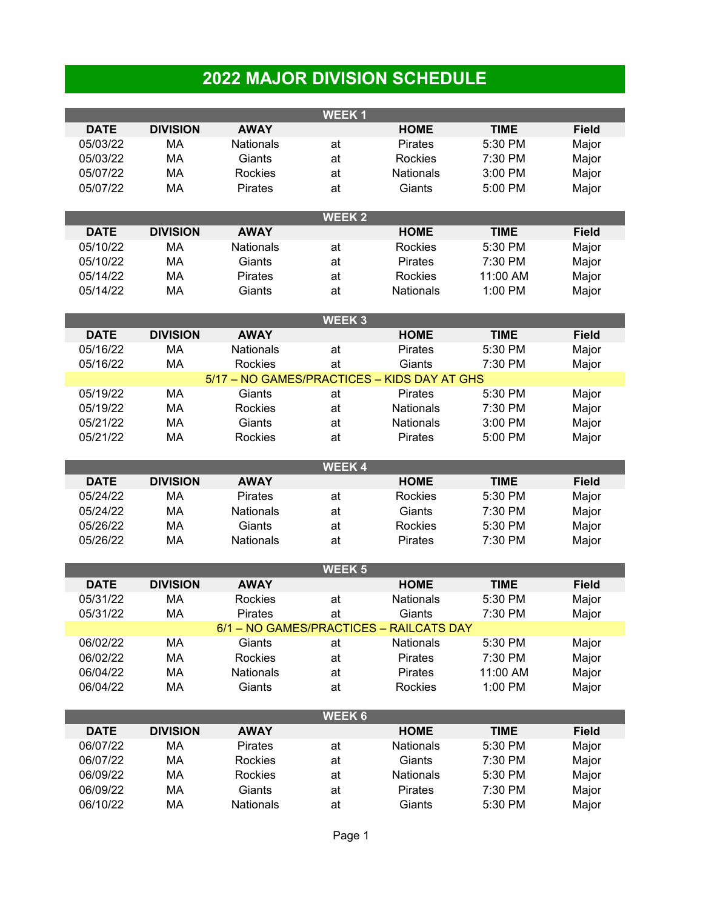# 2022 MAJOR DIVISION SCHEDULE

## WEEK 1

| DATE | DIVISION | AWAY | | HOME | TIME | Field |
|---|---|---|---|---|---|---|
| 05/03/22 | MA | Nationals | at | Pirates | 5:30 PM | Major |
| 05/03/22 | MA | Giants | at | Rockies | 7:30 PM | Major |
| 05/07/22 | MA | Rockies | at | Nationals | 3:00 PM | Major |
| 05/07/22 | MA | Pirates | at | Giants | 5:00 PM | Major |

## WEEK 2

| DATE | DIVISION | AWAY | | HOME | TIME | Field |
|---|---|---|---|---|---|---|
| 05/10/22 | MA | Nationals | at | Rockies | 5:30 PM | Major |
| 05/10/22 | MA | Giants | at | Pirates | 7:30 PM | Major |
| 05/14/22 | MA | Pirates | at | Rockies | 11:00 AM | Major |
| 05/14/22 | MA | Giants | at | Nationals | 1:00 PM | Major |

## WEEK 3

| DATE | DIVISION | AWAY | | HOME | TIME | Field |
|---|---|---|---|---|---|---|
| 05/16/22 | MA | Nationals | at | Pirates | 5:30 PM | Major |
| 05/16/22 | MA | Rockies | at | Giants | 7:30 PM | Major |
| 5/17 – NO GAMES/PRACTICES – KIDS DAY AT GHS | | | | | | |
| 05/19/22 | MA | Giants | at | Pirates | 5:30 PM | Major |
| 05/19/22 | MA | Rockies | at | Nationals | 7:30 PM | Major |
| 05/21/22 | MA | Giants | at | Nationals | 3:00 PM | Major |
| 05/21/22 | MA | Rockies | at | Pirates | 5:00 PM | Major |

## WEEK 4

| DATE | DIVISION | AWAY | | HOME | TIME | Field |
|---|---|---|---|---|---|---|
| 05/24/22 | MA | Pirates | at | Rockies | 5:30 PM | Major |
| 05/24/22 | MA | Nationals | at | Giants | 7:30 PM | Major |
| 05/26/22 | MA | Giants | at | Rockies | 5:30 PM | Major |
| 05/26/22 | MA | Nationals | at | Pirates | 7:30 PM | Major |

## WEEK 5

| DATE | DIVISION | AWAY | | HOME | TIME | Field |
|---|---|---|---|---|---|---|
| 05/31/22 | MA | Rockies | at | Nationals | 5:30 PM | Major |
| 05/31/22 | MA | Pirates | at | Giants | 7:30 PM | Major |
| 6/1 – NO GAMES/PRACTICES – RAILCATS DAY | | | | | | |
| 06/02/22 | MA | Giants | at | Nationals | 5:30 PM | Major |
| 06/02/22 | MA | Rockies | at | Pirates | 7:30 PM | Major |
| 06/04/22 | MA | Nationals | at | Pirates | 11:00 AM | Major |
| 06/04/22 | MA | Giants | at | Rockies | 1:00 PM | Major |

## WEEK 6

| DATE | DIVISION | AWAY | | HOME | TIME | Field |
|---|---|---|---|---|---|---|
| 06/07/22 | MA | Pirates | at | Nationals | 5:30 PM | Major |
| 06/07/22 | MA | Rockies | at | Giants | 7:30 PM | Major |
| 06/09/22 | MA | Rockies | at | Nationals | 5:30 PM | Major |
| 06/09/22 | MA | Giants | at | Pirates | 7:30 PM | Major |
| 06/10/22 | MA | Nationals | at | Giants | 5:30 PM | Major |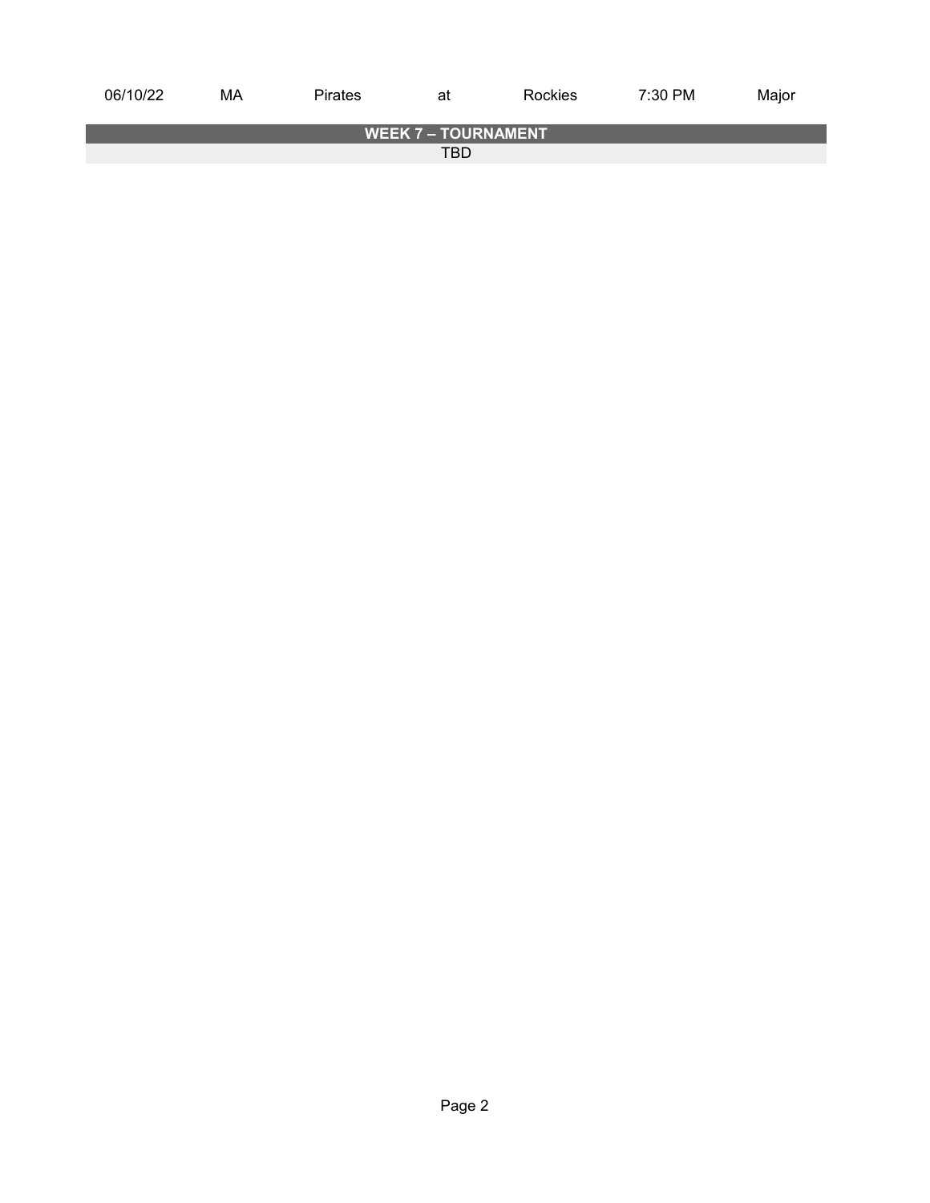| | | | | | | |
|---|---|---|---|---|---|---|
| 06/10/22 | MA | Pirates | at | Rockies | 7:30 PM | Major |

**WEEK 7 – TOURNAMENT**

TBD